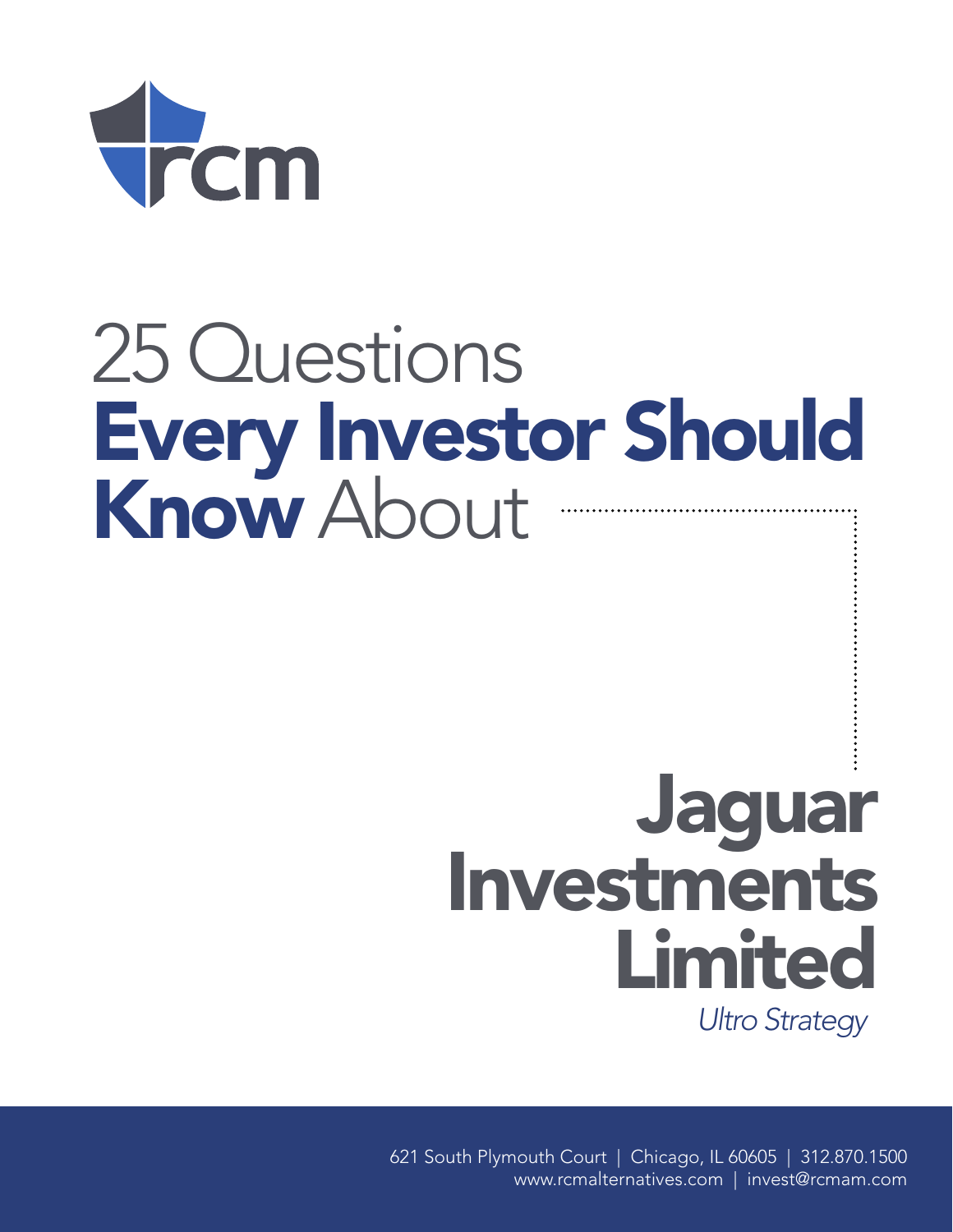rcm

# 25 Questions **Every Investor Should Know** About

# Jaguar Investments Limited

*Ultro Strategy*

621 South Plymouth Court | Chicago, IL 60605 | 312.870.1500
www.rcmalternatives.com | invest@rcmam.com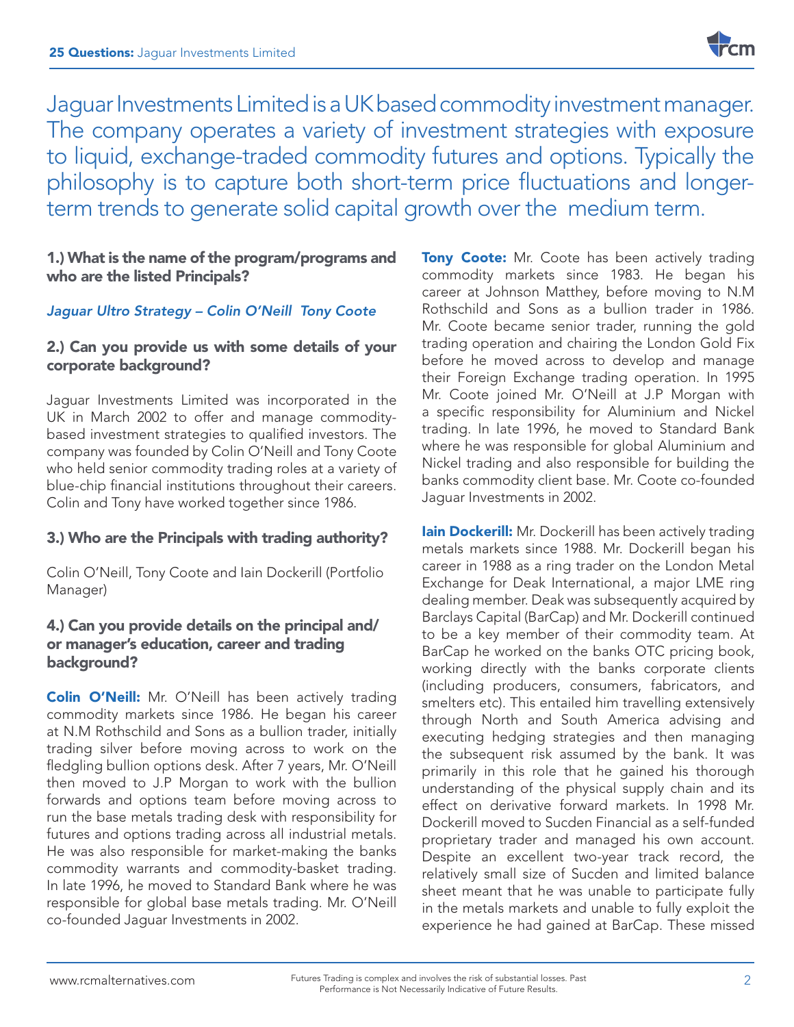Jaguar Investments Limited is a UK based commodity investment manager. The company operates a variety of investment strategies with exposure to liquid, exchange-traded commodity futures and options. Typically the philosophy is to capture both short-term price fluctuations and longer-term trends to generate solid capital growth over the medium term.

### 1.) What is the name of the program/programs and who are the listed Principals?

*Jaguar Ultro Strategy – Colin O'Neill Tony Coote*

### 2.) Can you provide us with some details of your corporate background?

Jaguar Investments Limited was incorporated in the UK in March 2002 to offer and manage commodity-based investment strategies to qualified investors. The company was founded by Colin O'Neill and Tony Coote who held senior commodity trading roles at a variety of blue-chip financial institutions throughout their careers. Colin and Tony have worked together since 1986.

### 3.) Who are the Principals with trading authority?

Colin O'Neill, Tony Coote and Iain Dockerill (Portfolio Manager)

### 4.) Can you provide details on the principal and/or manager's education, career and trading background?

**Colin O'Neill:** Mr. O'Neill has been actively trading commodity markets since 1986. He began his career at N.M Rothschild and Sons as a bullion trader, initially trading silver before moving across to work on the fledgling bullion options desk. After 7 years, Mr. O'Neill then moved to J.P Morgan to work with the bullion forwards and options team before moving across to run the base metals trading desk with responsibility for futures and options trading across all industrial metals. He was also responsible for market-making the banks commodity warrants and commodity-basket trading. In late 1996, he moved to Standard Bank where he was responsible for global base metals trading. Mr. O'Neill co-founded Jaguar Investments in 2002.

**Tony Coote:** Mr. Coote has been actively trading commodity markets since 1983. He began his career at Johnson Matthey, before moving to N.M Rothschild and Sons as a bullion trader in 1986. Mr. Coote became senior trader, running the gold trading operation and chairing the London Gold Fix before he moved across to develop and manage their Foreign Exchange trading operation. In 1995 Mr. Coote joined Mr. O'Neill at J.P Morgan with a specific responsibility for Aluminium and Nickel trading. In late 1996, he moved to Standard Bank where he was responsible for global Aluminium and Nickel trading and also responsible for building the banks commodity client base. Mr. Coote co-founded Jaguar Investments in 2002.

**Iain Dockerill:** Mr. Dockerill has been actively trading metals markets since 1988. Mr. Dockerill began his career in 1988 as a ring trader on the London Metal Exchange for Deak International, a major LME ring dealing member. Deak was subsequently acquired by Barclays Capital (BarCap) and Mr. Dockerill continued to be a key member of their commodity team. At BarCap he worked on the banks OTC pricing book, working directly with the banks corporate clients (including producers, consumers, fabricators, and smelters etc). This entailed him travelling extensively through North and South America advising and executing hedging strategies and then managing the subsequent risk assumed by the bank. It was primarily in this role that he gained his thorough understanding of the physical supply chain and its effect on derivative forward markets. In 1998 Mr. Dockerill moved to Sucden Financial as a self-funded proprietary trader and managed his own account. Despite an excellent two-year track record, the relatively small size of Sucden and limited balance sheet meant that he was unable to participate fully in the metals markets and unable to fully exploit the experience he had gained at BarCap. These missed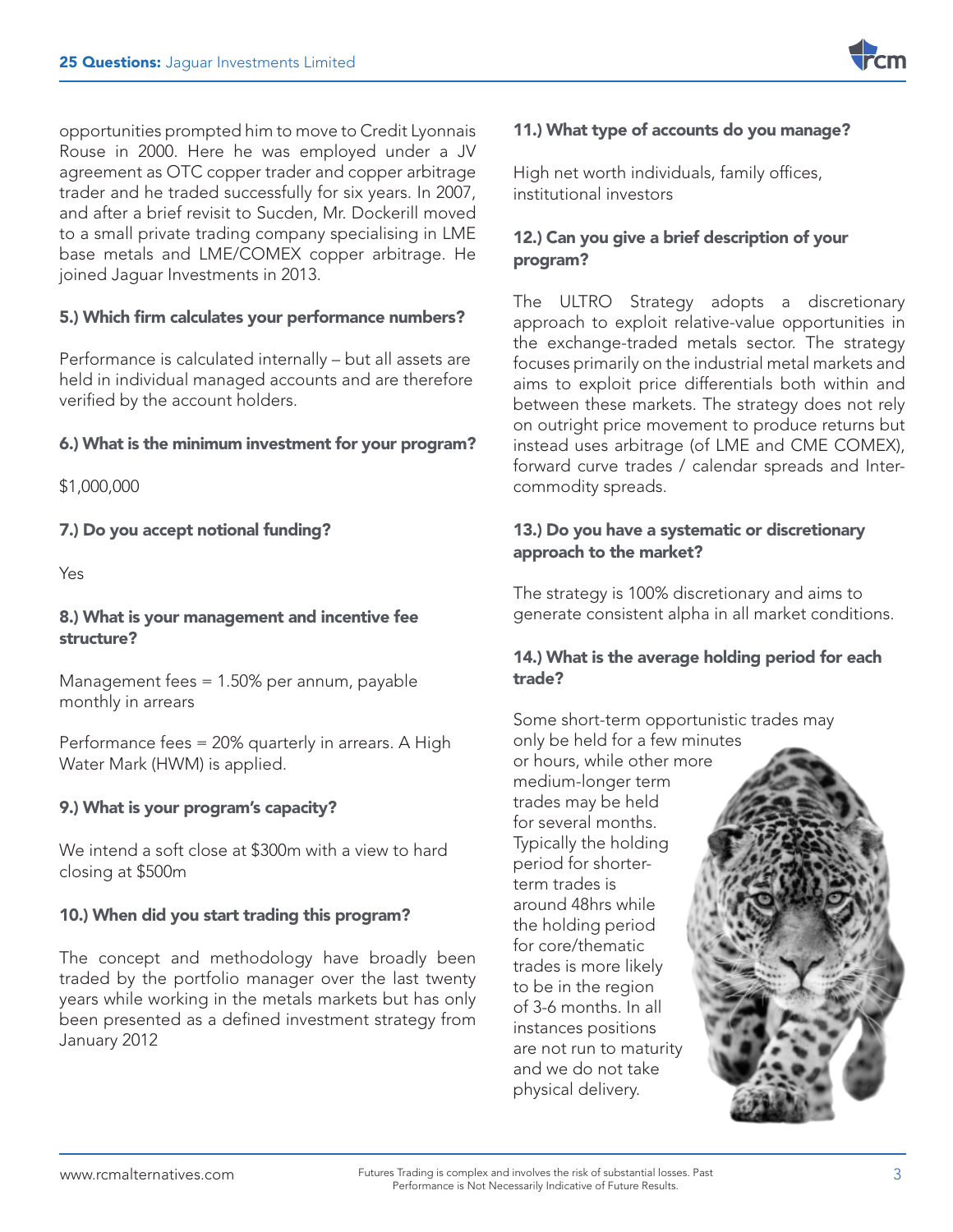opportunities prompted him to move to Credit Lyonnais Rouse in 2000. Here he was employed under a JV agreement as OTC copper trader and copper arbitrage trader and he traded successfully for six years. In 2007, and after a brief revisit to Sucden, Mr. Dockerill moved to a small private trading company specialising in LME base metals and LME/COMEX copper arbitrage. He joined Jaguar Investments in 2013.

### 5.) Which firm calculates your performance numbers?

Performance is calculated internally – but all assets are held in individual managed accounts and are therefore verified by the account holders.

### 6.) What is the minimum investment for your program?

$1,000,000

### 7.) Do you accept notional funding?

Yes

### 8.) What is your management and incentive fee structure?

Management fees = 1.50% per annum, payable monthly in arrears

Performance fees = 20% quarterly in arrears. A High Water Mark (HWM) is applied.

### 9.) What is your program's capacity?

We intend a soft close at $300m with a view to hard closing at $500m

### 10.) When did you start trading this program?

The concept and methodology have broadly been traded by the portfolio manager over the last twenty years while working in the metals markets but has only been presented as a defined investment strategy from January 2012

### 11.) What type of accounts do you manage?

High net worth individuals, family offices, institutional investors

### 12.) Can you give a brief description of your program?

The ULTRO Strategy adopts a discretionary approach to exploit relative-value opportunities in the exchange-traded metals sector. The strategy focuses primarily on the industrial metal markets and aims to exploit price differentials both within and between these markets. The strategy does not rely on outright price movement to produce returns but instead uses arbitrage (of LME and CME COMEX), forward curve trades / calendar spreads and Inter-commodity spreads.

### 13.) Do you have a systematic or discretionary approach to the market?

The strategy is 100% discretionary and aims to generate consistent alpha in all market conditions.

### 14.) What is the average holding period for each trade?

Some short-term opportunistic trades may only be held for a few minutes or hours, while other more medium-longer term trades may be held for several months. Typically the holding period for shorter-term trades is around 48hrs while the holding period for core/thematic trades is more likely to be in the region of 3-6 months. In all instances positions are not run to maturity and we do not take physical delivery.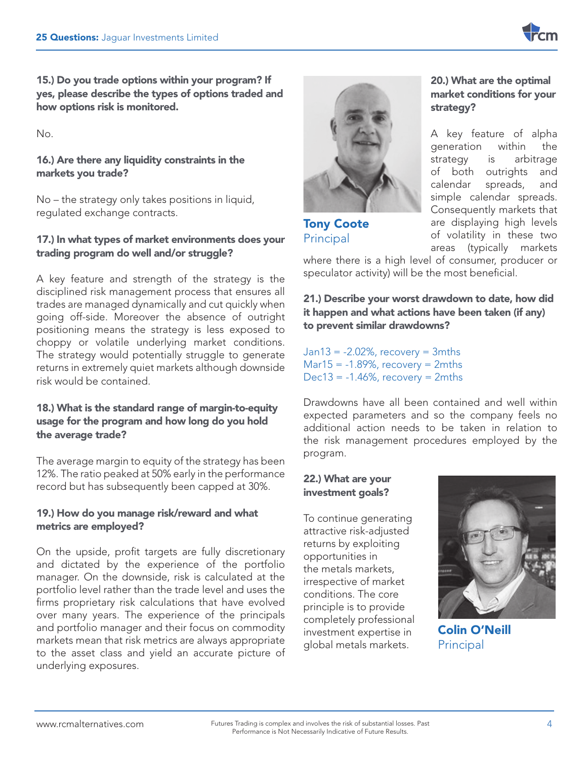**15.) Do you trade options within your program? If yes, please describe the types of options traded and how options risk is monitored.**

No.

**16.) Are there any liquidity constraints in the markets you trade?**

No – the strategy only takes positions in liquid, regulated exchange contracts.

**17.) In what types of market environments does your trading program do well and/or struggle?**

A key feature and strength of the strategy is the disciplined risk management process that ensures all trades are managed dynamically and cut quickly when going off-side. Moreover the absence of outright positioning means the strategy is less exposed to choppy or volatile underlying market conditions. The strategy would potentially struggle to generate returns in extremely quiet markets although downside risk would be contained.

**18.) What is the standard range of margin-to-equity usage for the program and how long do you hold the average trade?**

The average margin to equity of the strategy has been 12%. The ratio peaked at 50% early in the performance record but has subsequently been capped at 30%.

**19.) How do you manage risk/reward and what metrics are employed?**

On the upside, profit targets are fully discretionary and dictated by the experience of the portfolio manager. On the downside, risk is calculated at the portfolio level rather than the trade level and uses the firms proprietary risk calculations that have evolved over many years. The experience of the principals and portfolio manager and their focus on commodity markets mean that risk metrics are always appropriate to the asset class and yield an accurate picture of underlying exposures.

**Tony Coote**
Principal

**20.) What are the optimal market conditions for your strategy?**

A key feature of alpha generation within the strategy is arbitrage of both outrights and calendar spreads, and simple calendar spreads. Consequently markets that are displaying high levels of volatility in these two areas (typically markets where there is a high level of consumer, producer or speculator activity) will be the most beneficial.

**21.) Describe your worst drawdown to date, how did it happen and what actions have been taken (if any) to prevent similar drawdowns?**

Jan13 = -2.02%, recovery = 3mths
Mar15 = -1.89%, recovery = 2mths
Dec13 = -1.46%, recovery = 2mths

Drawdowns have all been contained and well within expected parameters and so the company feels no additional action needs to be taken in relation to the risk management procedures employed by the program.

**22.) What are your investment goals?**

To continue generating attractive risk-adjusted returns by exploiting opportunities in the metals markets, irrespective of market conditions. The core principle is to provide completely professional investment expertise in global metals markets.

**Colin O'Neill**
Principal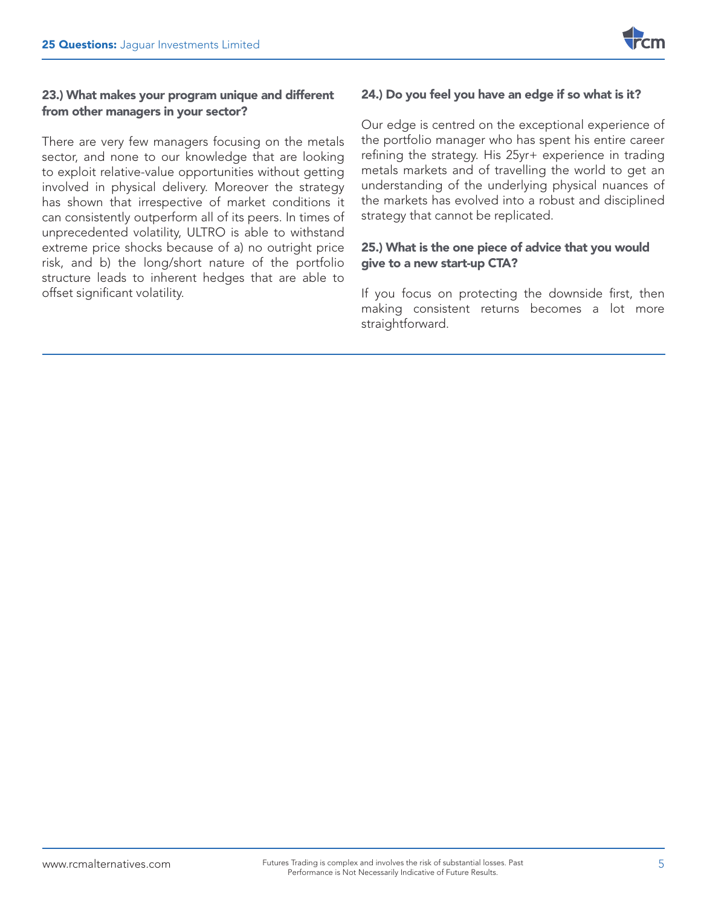### 23.) What makes your program unique and different from other managers in your sector?

There are very few managers focusing on the metals sector, and none to our knowledge that are looking to exploit relative-value opportunities without getting involved in physical delivery. Moreover the strategy has shown that irrespective of market conditions it can consistently outperform all of its peers. In times of unprecedented volatility, ULTRO is able to withstand extreme price shocks because of a) no outright price risk, and b) the long/short nature of the portfolio structure leads to inherent hedges that are able to offset significant volatility.

### 24.) Do you feel you have an edge if so what is it?

Our edge is centred on the exceptional experience of the portfolio manager who has spent his entire career refining the strategy. His 25yr+ experience in trading metals markets and of travelling the world to get an understanding of the underlying physical nuances of the markets has evolved into a robust and disciplined strategy that cannot be replicated.

### 25.) What is the one piece of advice that you would give to a new start-up CTA?

If you focus on protecting the downside first, then making consistent returns becomes a lot more straightforward.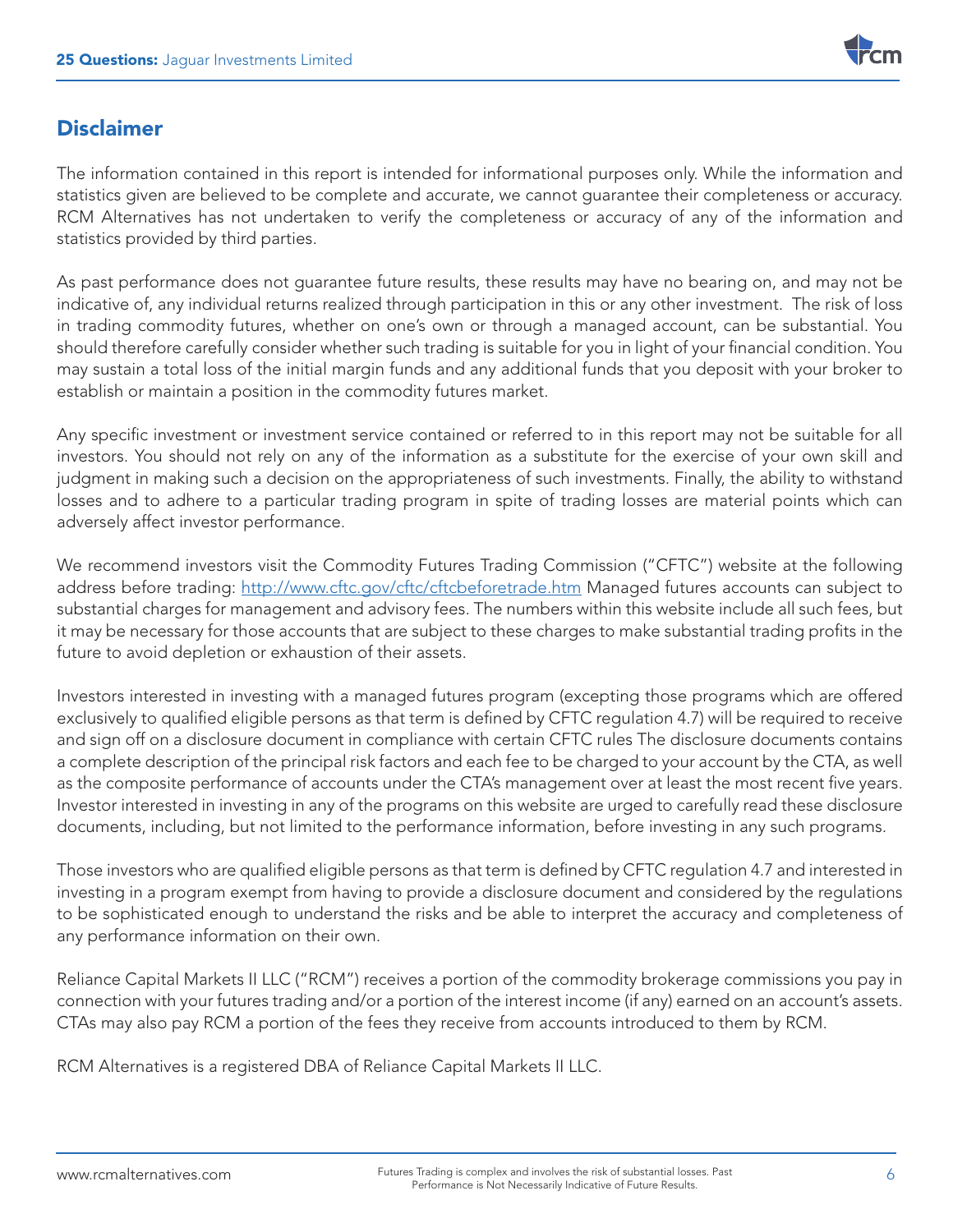## Disclaimer

The information contained in this report is intended for informational purposes only. While the information and statistics given are believed to be complete and accurate, we cannot guarantee their completeness or accuracy. RCM Alternatives has not undertaken to verify the completeness or accuracy of any of the information and statistics provided by third parties.

As past performance does not guarantee future results, these results may have no bearing on, and may not be indicative of, any individual returns realized through participation in this or any other investment. The risk of loss in trading commodity futures, whether on one's own or through a managed account, can be substantial. You should therefore carefully consider whether such trading is suitable for you in light of your financial condition. You may sustain a total loss of the initial margin funds and any additional funds that you deposit with your broker to establish or maintain a position in the commodity futures market.

Any specific investment or investment service contained or referred to in this report may not be suitable for all investors. You should not rely on any of the information as a substitute for the exercise of your own skill and judgment in making such a decision on the appropriateness of such investments. Finally, the ability to withstand losses and to adhere to a particular trading program in spite of trading losses are material points which can adversely affect investor performance.

We recommend investors visit the Commodity Futures Trading Commission ("CFTC") website at the following address before trading: [http://www.cftc.gov/cftc/cftcbeforetrade.htm](http://www.cftc.gov/cftc/cftcbeforetrade.htm) Managed futures accounts can subject to substantial charges for management and advisory fees. The numbers within this website include all such fees, but it may be necessary for those accounts that are subject to these charges to make substantial trading profits in the future to avoid depletion or exhaustion of their assets.

Investors interested in investing with a managed futures program (excepting those programs which are offered exclusively to qualified eligible persons as that term is defined by CFTC regulation 4.7) will be required to receive and sign off on a disclosure document in compliance with certain CFTC rules The disclosure documents contains a complete description of the principal risk factors and each fee to be charged to your account by the CTA, as well as the composite performance of accounts under the CTA's management over at least the most recent five years. Investor interested in investing in any of the programs on this website are urged to carefully read these disclosure documents, including, but not limited to the performance information, before investing in any such programs.

Those investors who are qualified eligible persons as that term is defined by CFTC regulation 4.7 and interested in investing in a program exempt from having to provide a disclosure document and considered by the regulations to be sophisticated enough to understand the risks and be able to interpret the accuracy and completeness of any performance information on their own.

Reliance Capital Markets II LLC ("RCM") receives a portion of the commodity brokerage commissions you pay in connection with your futures trading and/or a portion of the interest income (if any) earned on an account's assets. CTAs may also pay RCM a portion of the fees they receive from accounts introduced to them by RCM.

RCM Alternatives is a registered DBA of Reliance Capital Markets II LLC.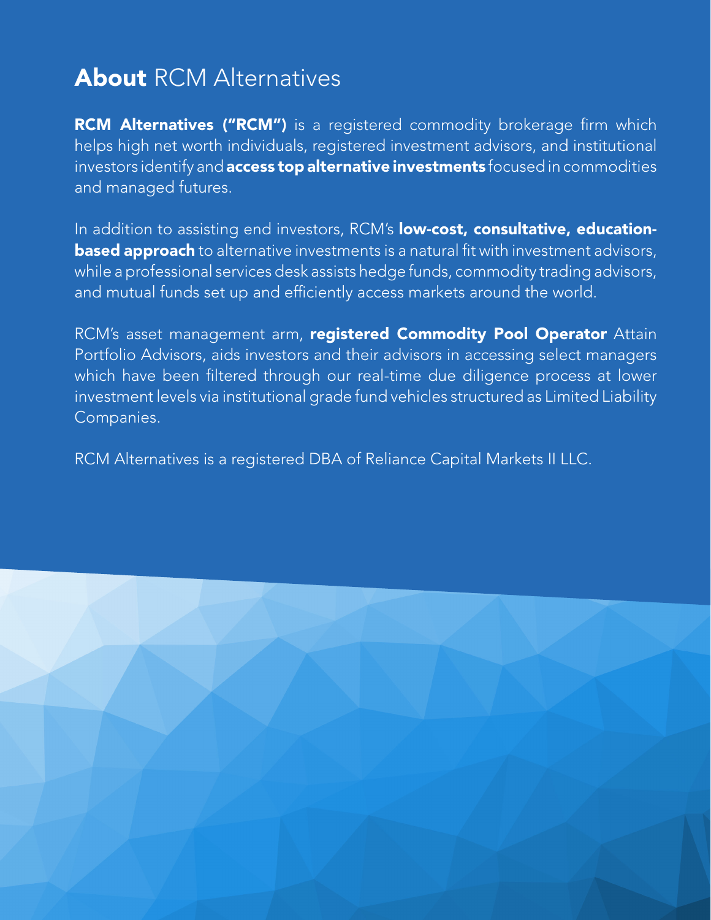# **About** RCM Alternatives

**RCM Alternatives ("RCM")** is a registered commodity brokerage firm which helps high net worth individuals, registered investment advisors, and institutional investors identify and **access top alternative investments** focused in commodities and managed futures.

In addition to assisting end investors, RCM's **low-cost, consultative, education-based approach** to alternative investments is a natural fit with investment advisors, while a professional services desk assists hedge funds, commodity trading advisors, and mutual funds set up and efficiently access markets around the world.

RCM's asset management arm, **registered Commodity Pool Operator** Attain Portfolio Advisors, aids investors and their advisors in accessing select managers which have been filtered through our real-time due diligence process at lower investment levels via institutional grade fund vehicles structured as Limited Liability Companies.

RCM Alternatives is a registered DBA of Reliance Capital Markets II LLC.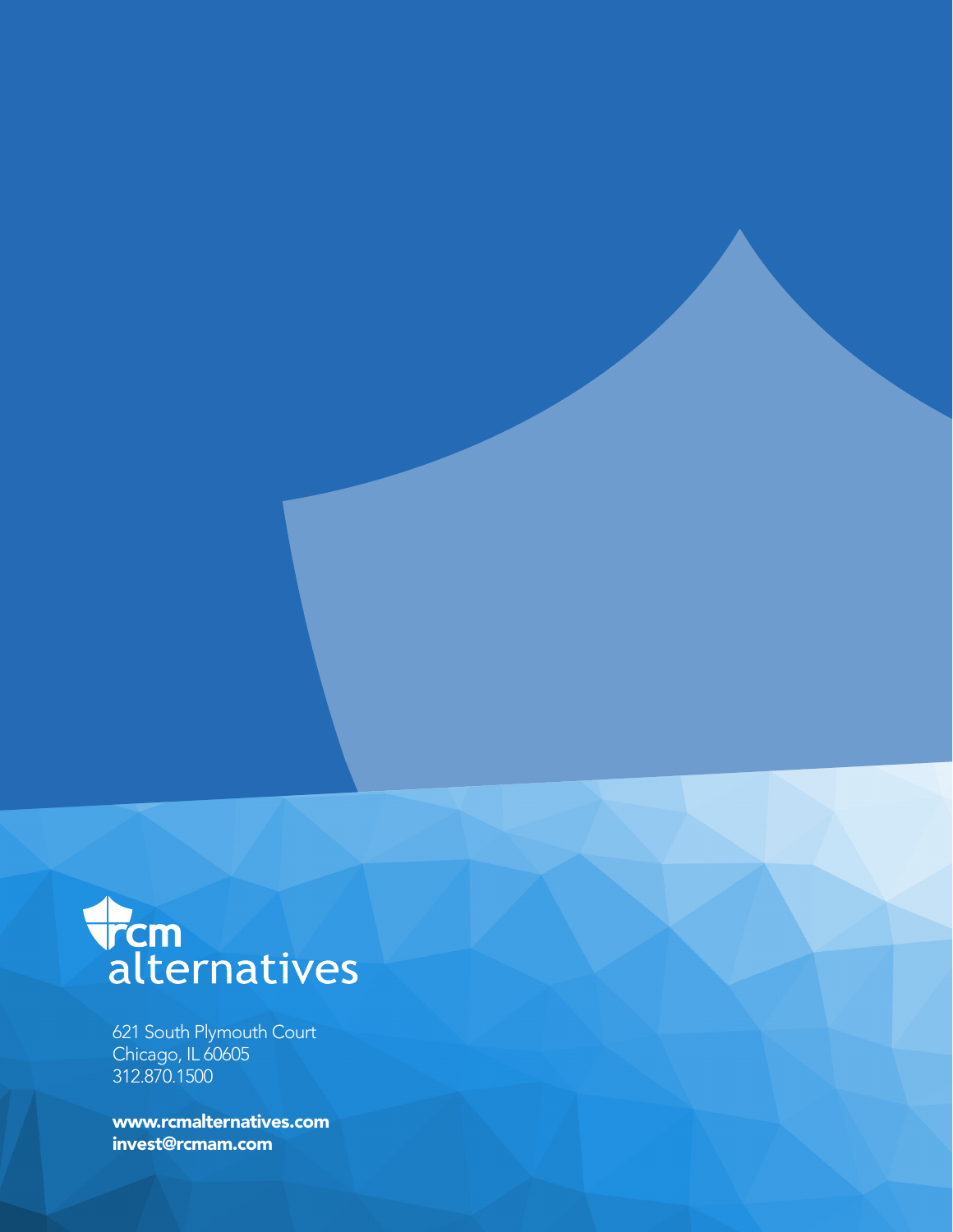rcm alternatives

621 South Plymouth Court
Chicago, IL 60605
312.870.1500

**www.rcmalternatives.com**
**invest@rcmam.com**